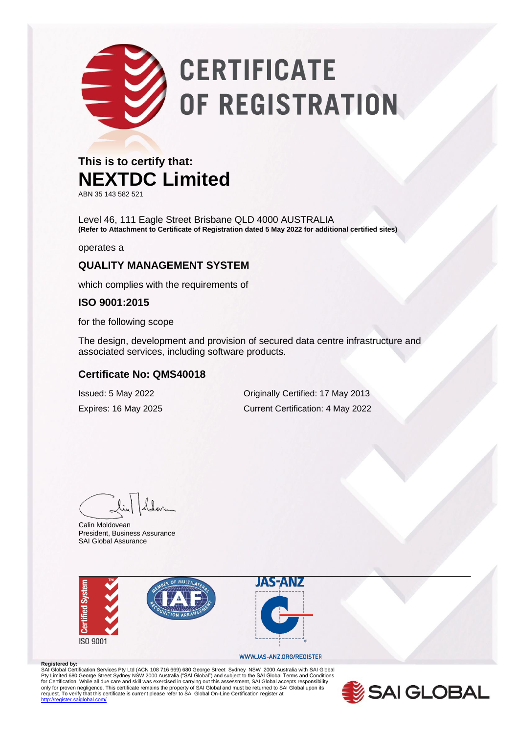# CERTIFICATE OF REGISTRATION

**This is to certify that:**

## NEXTDC Limited

ABN 35 143 582 521

Level 46, 111 Eagle Street Brisbane QLD 4000 AUSTRALIA
**(Refer to Attachment to Certificate of Registration dated 5 May 2022 for additional certified sites)**

operates a

### QUALITY MANAGEMENT SYSTEM

which complies with the requirements of

### ISO 9001:2015

for the following scope

The design, development and provision of secured data centre infrastructure and associated services, including software products.

### Certificate No: QMS40018

Issued: 5 May 2022

Expires: 16 May 2025

Originally Certified: 17 May 2013

Current Certification: 4 May 2022

Calin Moldovean
President, Business Assurance
SAI Global Assurance

Certified System ISO 9001

JAS-ANZ

WWW.JAS-ANZ.ORG/REGISTER

**Registered by:**
SAI Global Certification Services Pty Ltd (ACN 108 716 669) 680 George Street Sydney NSW 2000 Australia with SAI Global Pty Limited 680 George Street Sydney NSW 2000 Australia ("SAI Global") and subject to the SAI Global Terms and Conditions for Certification. While all due care and skill was exercised in carrying out this assessment, SAI Global accepts responsibility only for proven negligence. This certificate remains the property of SAI Global and must be returned to SAI Global upon its request. To verify that this certificate is current please refer to SAI Global On-Line Certification register at http://register.saiglobal.com/

SAI GLOBAL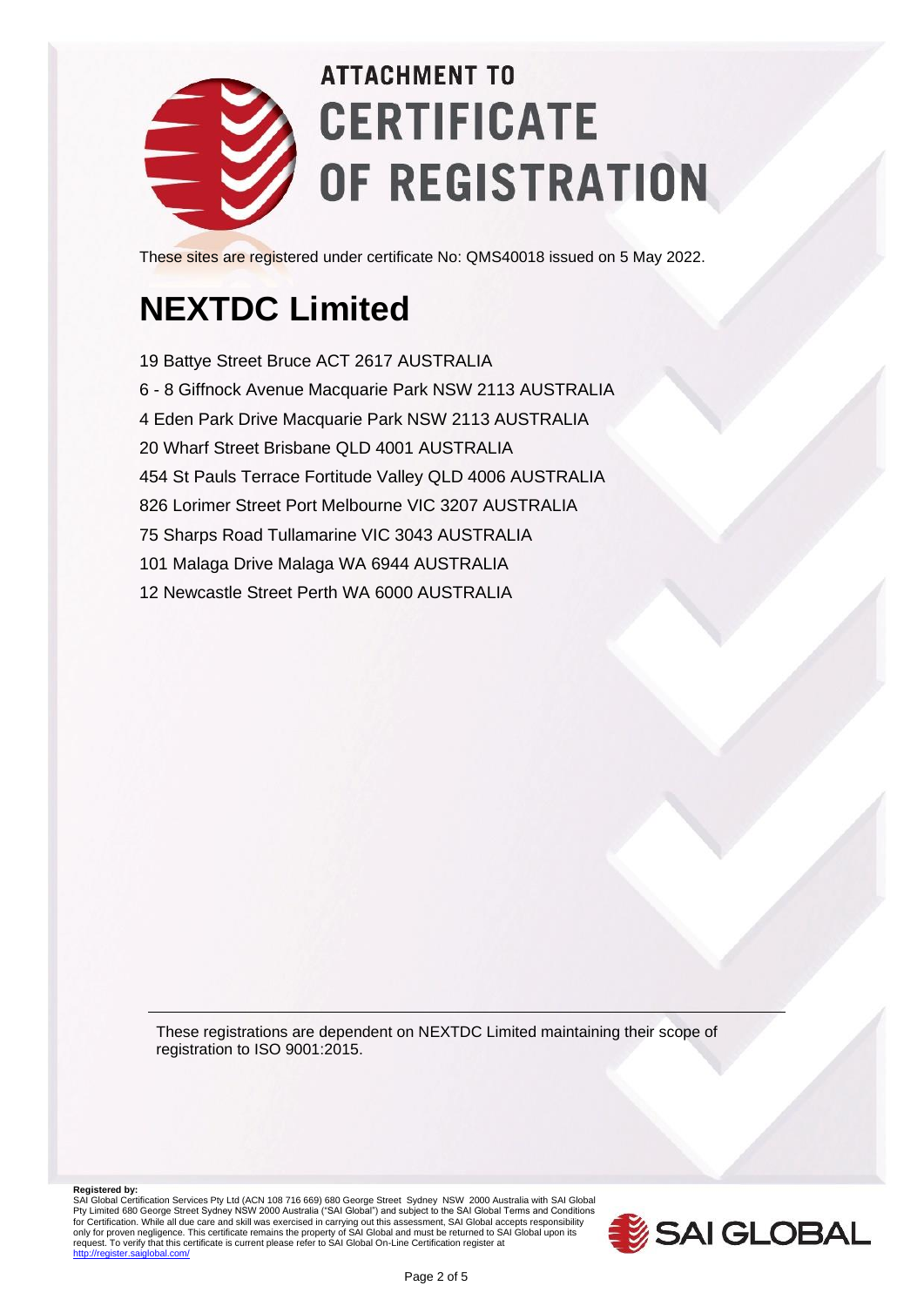# ATTACHMENT TO CERTIFICATE OF REGISTRATION

These sites are registered under certificate No: QMS40018 issued on 5 May 2022.

## NEXTDC Limited

19 Battye Street Bruce ACT 2617 AUSTRALIA
6 - 8 Giffnock Avenue Macquarie Park NSW 2113 AUSTRALIA
4 Eden Park Drive Macquarie Park NSW 2113 AUSTRALIA
20 Wharf Street Brisbane QLD 4001 AUSTRALIA
454 St Pauls Terrace Fortitude Valley QLD 4006 AUSTRALIA
826 Lorimer Street Port Melbourne VIC 3207 AUSTRALIA
75 Sharps Road Tullamarine VIC 3043 AUSTRALIA
101 Malaga Drive Malaga WA 6944 AUSTRALIA
12 Newcastle Street Perth WA 6000 AUSTRALIA

These registrations are dependent on NEXTDC Limited maintaining their scope of registration to ISO 9001:2015.

**Registered by:**
SAI Global Certification Services Pty Ltd (ACN 108 716 669) 680 George Street Sydney NSW 2000 Australia with SAI Global Pty Limited 680 George Street Sydney NSW 2000 Australia ("SAI Global") and subject to the SAI Global Terms and Conditions for Certification. While all due care and skill was exercised in carrying out this assessment, SAI Global accepts responsibility only for proven negligence. This certificate remains the property of SAI Global and must be returned to SAI Global upon its request. To verify that this certificate is current please refer to SAI Global On-Line Certification register at http://register.saiglobal.com/

SAI GLOBAL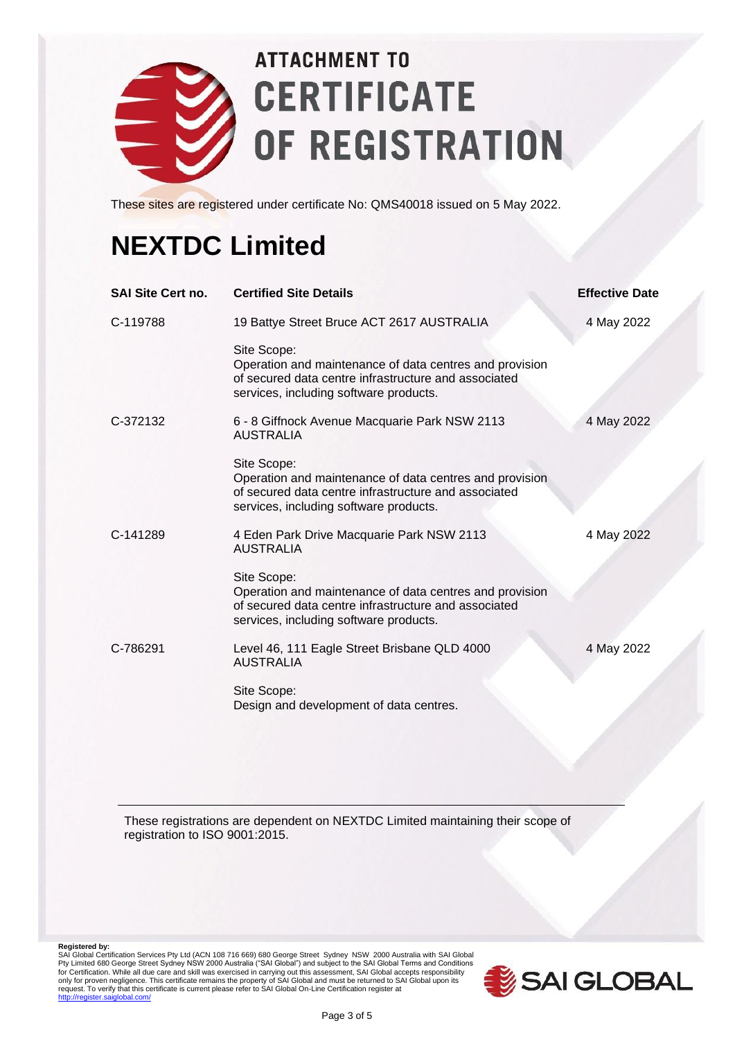# ATTACHMENT TO CERTIFICATE OF REGISTRATION

These sites are registered under certificate No: QMS40018 issued on 5 May 2022.

# NEXTDC Limited

| SAI Site Cert no. | Certified Site Details | Effective Date |
|---|---|---|
| C-119788 | 19 Battye Street Bruce ACT 2617 AUSTRALIA<br><br>Site Scope:<br>Operation and maintenance of data centres and provision of secured data centre infrastructure and associated services, including software products. | 4 May 2022 |
| C-372132 | 6 - 8 Giffnock Avenue Macquarie Park NSW 2113 AUSTRALIA<br><br>Site Scope:<br>Operation and maintenance of data centres and provision of secured data centre infrastructure and associated services, including software products. | 4 May 2022 |
| C-141289 | 4 Eden Park Drive Macquarie Park NSW 2113 AUSTRALIA<br><br>Site Scope:<br>Operation and maintenance of data centres and provision of secured data centre infrastructure and associated services, including software products. | 4 May 2022 |
| C-786291 | Level 46, 111 Eagle Street Brisbane QLD 4000 AUSTRALIA<br><br>Site Scope:<br>Design and development of data centres. | 4 May 2022 |

These registrations are dependent on NEXTDC Limited maintaining their scope of registration to ISO 9001:2015.

**Registered by:**
SAI Global Certification Services Pty Ltd (ACN 108 716 669) 680 George Street Sydney NSW 2000 Australia with SAI Global Pty Limited 680 George Street Sydney NSW 2000 Australia ("SAI Global") and subject to the SAI Global Terms and Conditions for Certification. While all due care and skill was exercised in carrying out this assessment, SAI Global accepts responsibility only for proven negligence. This certificate remains the property of SAI Global and must be returned to SAI Global upon its request. To verify that this certificate is current please refer to SAI Global On-Line Certification register at http://register.saiglobal.com/

SAI GLOBAL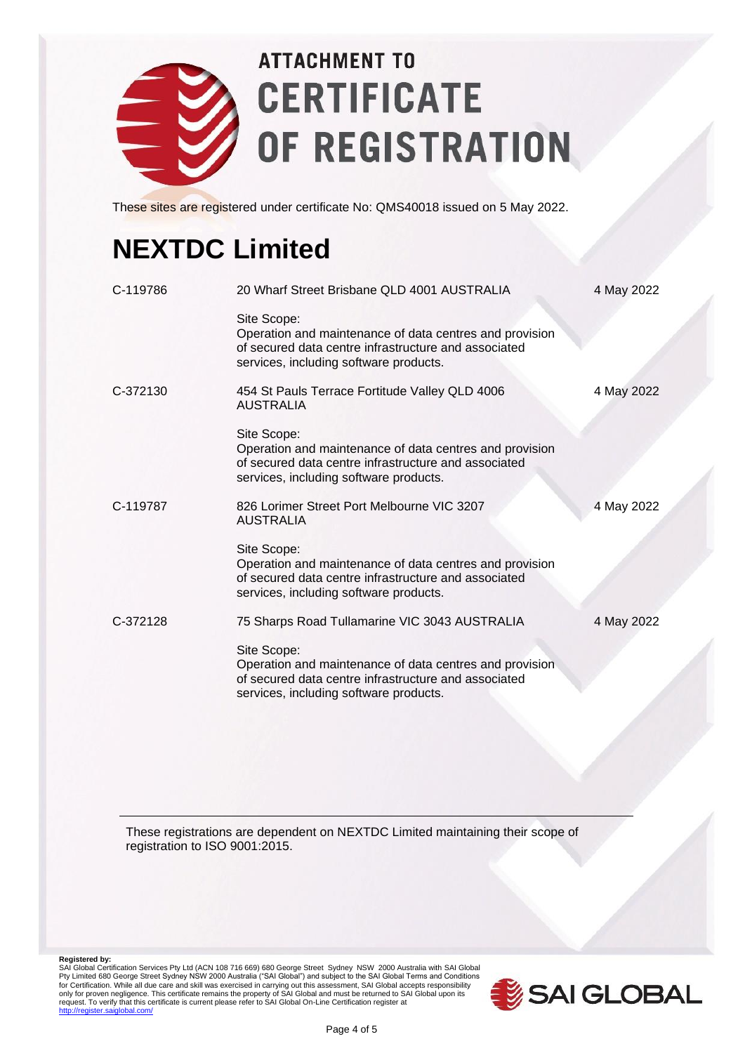# ATTACHMENT TO CERTIFICATE OF REGISTRATION

These sites are registered under certificate No: QMS40018 issued on 5 May 2022.

## NEXTDC Limited

| | | |
|---|---|---|
| C-119786 | 20 Wharf Street Brisbane QLD 4001 AUSTRALIA<br><br>Site Scope:<br>Operation and maintenance of data centres and provision of secured data centre infrastructure and associated services, including software products. | 4 May 2022 |
| C-372130 | 454 St Pauls Terrace Fortitude Valley QLD 4006 AUSTRALIA<br><br>Site Scope:<br>Operation and maintenance of data centres and provision of secured data centre infrastructure and associated services, including software products. | 4 May 2022 |
| C-119787 | 826 Lorimer Street Port Melbourne VIC 3207 AUSTRALIA<br><br>Site Scope:<br>Operation and maintenance of data centres and provision of secured data centre infrastructure and associated services, including software products. | 4 May 2022 |
| C-372128 | 75 Sharps Road Tullamarine VIC 3043 AUSTRALIA<br><br>Site Scope:<br>Operation and maintenance of data centres and provision of secured data centre infrastructure and associated services, including software products. | 4 May 2022 |

---

These registrations are dependent on NEXTDC Limited maintaining their scope of registration to ISO 9001:2015.

**Registered by:**
SAI Global Certification Services Pty Ltd (ACN 108 716 669) 680 George Street Sydney NSW 2000 Australia with SAI Global Pty Limited 680 George Street Sydney NSW 2000 Australia ("SAI Global") and subject to the SAI Global Terms and Conditions for Certification. While all due care and skill was exercised in carrying out this assessment, SAI Global accepts responsibility only for proven negligence. This certificate remains the property of SAI Global and must be returned to SAI Global upon its request. To verify that this certificate is current please refer to SAI Global On-Line Certification register at http://register.saiglobal.com/

SAI GLOBAL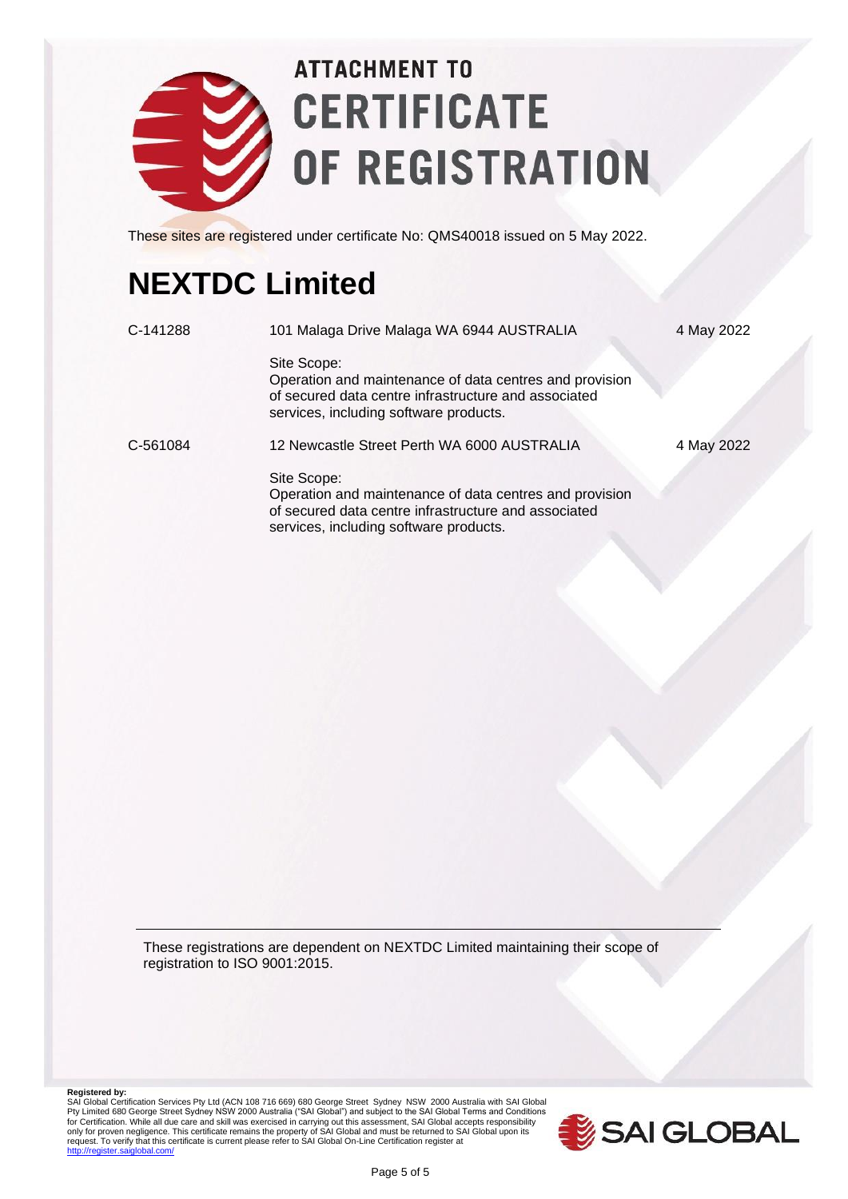# ATTACHMENT TO CERTIFICATE OF REGISTRATION

These sites are registered under certificate No: QMS40018 issued on 5 May 2022.

## NEXTDC Limited

| | | |
|---|---|---|
| C-141288 | 101 Malaga Drive Malaga WA 6944 AUSTRALIA<br><br>Site Scope:<br>Operation and maintenance of data centres and provision of secured data centre infrastructure and associated services, including software products. | 4 May 2022 |
| C-561084 | 12 Newcastle Street Perth WA 6000 AUSTRALIA<br><br>Site Scope:<br>Operation and maintenance of data centres and provision of secured data centre infrastructure and associated services, including software products. | 4 May 2022 |

These registrations are dependent on NEXTDC Limited maintaining their scope of registration to ISO 9001:2015.

**Registered by:**
SAI Global Certification Services Pty Ltd (ACN 108 716 669) 680 George Street Sydney NSW 2000 Australia with SAI Global Pty Limited 680 George Street Sydney NSW 2000 Australia ("SAI Global") and subject to the SAI Global Terms and Conditions for Certification. While all due care and skill was exercised in carrying out this assessment, SAI Global accepts responsibility only for proven negligence. This certificate remains the property of SAI Global and must be returned to SAI Global upon its request. To verify that this certificate is current please refer to SAI Global On-Line Certification register at http://register.saiglobal.com/

SAI GLOBAL